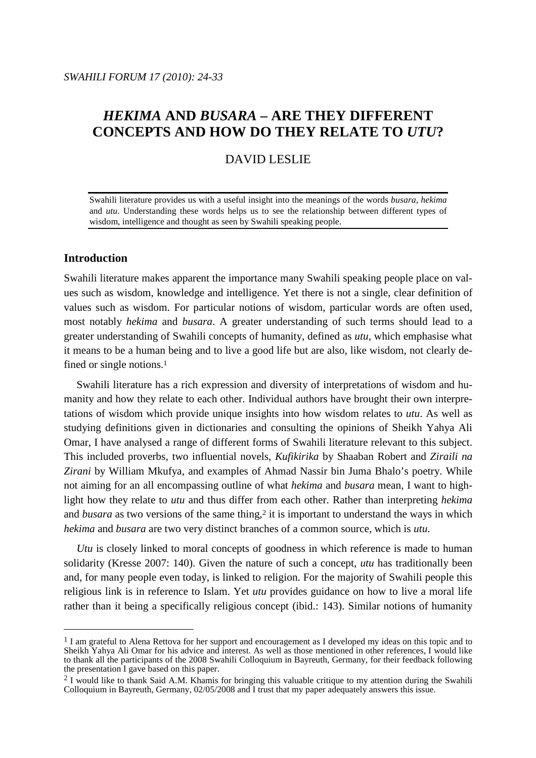# *HEKIMA* AND *BUSARA* – ARE THEY DIFFERENT CONCEPTS AND HOW DO THEY RELATE TO *UTU*?

DAVID LESLIE

Swahili literature provides us with a useful insight into the meanings of the words *busara*, *hekima* and *utu*. Understanding these words helps us to see the relationship between different types of wisdom, intelligence and thought as seen by Swahili speaking people.

## Introduction

Swahili literature makes apparent the importance many Swahili speaking people place on values such as wisdom, knowledge and intelligence. Yet there is not a single, clear definition of values such as wisdom. For particular notions of wisdom, particular words are often used, most notably *hekima* and *busara*. A greater understanding of such terms should lead to a greater understanding of Swahili concepts of humanity, defined as *utu*, which emphasise what it means to be a human being and to live a good life but are also, like wisdom, not clearly defined or single notions.[1]

Swahili literature has a rich expression and diversity of interpretations of wisdom and humanity and how they relate to each other. Individual authors have brought their own interpretations of wisdom which provide unique insights into how wisdom relates to *utu*. As well as studying definitions given in dictionaries and consulting the opinions of Sheikh Yahya Ali Omar, I have analysed a range of different forms of Swahili literature relevant to this subject. This included proverbs, two influential novels, *Kufikirika* by Shaaban Robert and *Ziraili na Zirani* by William Mkufya, and examples of Ahmad Nassir bin Juma Bhalo's poetry. While not aiming for an all encompassing outline of what *hekima* and *busara* mean, I want to highlight how they relate to *utu* and thus differ from each other. Rather than interpreting *hekima* and *busara* as two versions of the same thing,[2] it is important to understand the ways in which *hekima* and *busara* are two very distinct branches of a common source, which is *utu*.

*Utu* is closely linked to moral concepts of goodness in which reference is made to human solidarity (Kresse 2007: 140). Given the nature of such a concept, *utu* has traditionally been and, for many people even today, is linked to religion. For the majority of Swahili people this religious link is in reference to Islam. Yet *utu* provides guidance on how to live a moral life rather than it being a specifically religious concept (ibid.: 143). Similar notions of humanity

---

[1] I am grateful to Alena Rettova for her support and encouragement as I developed my ideas on this topic and to Sheikh Yahya Ali Omar for his advice and interest. As well as those mentioned in other references, I would like to thank all the participants of the 2008 Swahili Colloquium in Bayreuth, Germany, for their feedback following the presentation I gave based on this paper.

[2] I would like to thank Said A.M. Khamis for bringing this valuable critique to my attention during the Swahili Colloquium in Bayreuth, Germany, 02/05/2008 and I trust that my paper adequately answers this issue.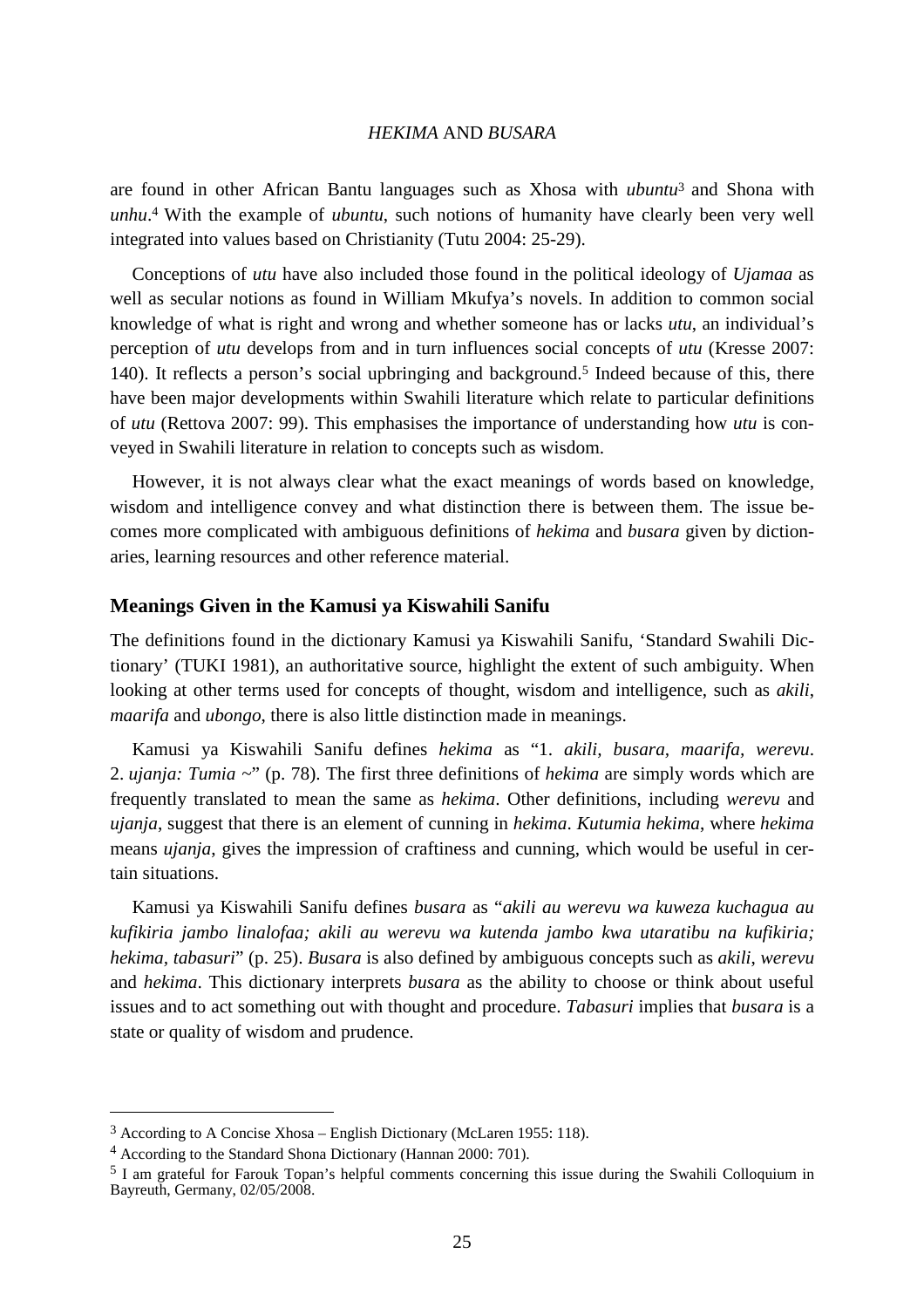are found in other African Bantu languages such as Xhosa with *ubuntu*[3] and Shona with *unhu*.[4] With the example of *ubuntu*, such notions of humanity have clearly been very well integrated into values based on Christianity (Tutu 2004: 25-29).

Conceptions of *utu* have also included those found in the political ideology of *Ujamaa* as well as secular notions as found in William Mkufya's novels. In addition to common social knowledge of what is right and wrong and whether someone has or lacks *utu*, an individual's perception of *utu* develops from and in turn influences social concepts of *utu* (Kresse 2007: 140). It reflects a person's social upbringing and background.[5] Indeed because of this, there have been major developments within Swahili literature which relate to particular definitions of *utu* (Rettova 2007: 99). This emphasises the importance of understanding how *utu* is conveyed in Swahili literature in relation to concepts such as wisdom.

However, it is not always clear what the exact meanings of words based on knowledge, wisdom and intelligence convey and what distinction there is between them. The issue becomes more complicated with ambiguous definitions of *hekima* and *busara* given by dictionaries, learning resources and other reference material.

## Meanings Given in the Kamusi ya Kiswahili Sanifu

The definitions found in the dictionary Kamusi ya Kiswahili Sanifu, 'Standard Swahili Dictionary' (TUKI 1981), an authoritative source, highlight the extent of such ambiguity. When looking at other terms used for concepts of thought, wisdom and intelligence, such as *akili*, *maarifa* and *ubongo*, there is also little distinction made in meanings.

Kamusi ya Kiswahili Sanifu defines *hekima* as "1. *akili, busara, maarifa, werevu*. 2. *ujanja: Tumia ~*" (p. 78). The first three definitions of *hekima* are simply words which are frequently translated to mean the same as *hekima*. Other definitions, including *werevu* and *ujanja*, suggest that there is an element of cunning in *hekima*. *Kutumia hekima*, where *hekima* means *ujanja*, gives the impression of craftiness and cunning, which would be useful in certain situations.

Kamusi ya Kiswahili Sanifu defines *busara* as "*akili au werevu wa kuweza kuchagua au kufikiria jambo linalofaa; akili au werevu wa kutenda jambo kwa utaratibu na kufikiria; hekima, tabasuri*" (p. 25). *Busara* is also defined by ambiguous concepts such as *akili*, *werevu* and *hekima*. This dictionary interprets *busara* as the ability to choose or think about useful issues and to act something out with thought and procedure. *Tabasuri* implies that *busara* is a state or quality of wisdom and prudence.

---

[3] According to A Concise Xhosa – English Dictionary (McLaren 1955: 118).

[4] According to the Standard Shona Dictionary (Hannan 2000: 701).

[5] I am grateful for Farouk Topan's helpful comments concerning this issue during the Swahili Colloquium in Bayreuth, Germany, 02/05/2008.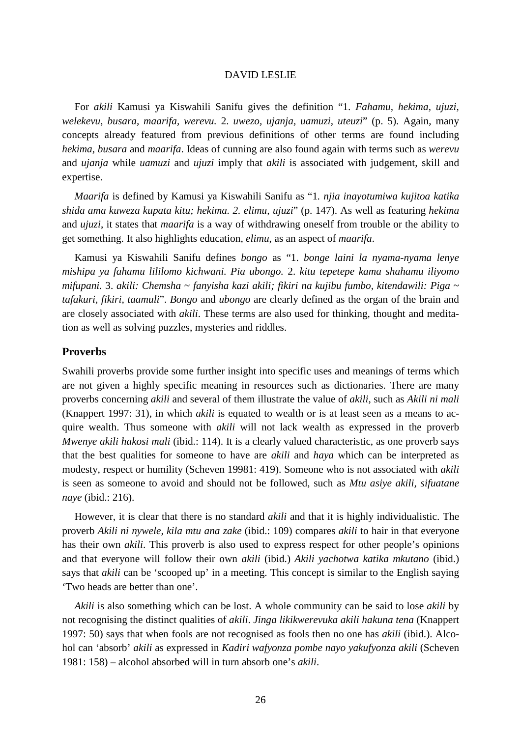For *akili* Kamusi ya Kiswahili Sanifu gives the definition "1. *Fahamu, hekima, ujuzi, welekevu, busara, maarifa, werevu.* 2. *uwezo, ujanja, uamuzi, uteuzi*" (p. 5). Again, many concepts already featured from previous definitions of other terms are found including *hekima*, *busara* and *maarifa*. Ideas of cunning are also found again with terms such as *werevu* and *ujanja* while *uamuzi* and *ujuzi* imply that *akili* is associated with judgement, skill and expertise.

*Maarifa* is defined by Kamusi ya Kiswahili Sanifu as "1*. njia inayotumiwa kujitoa katika shida ama kuweza kupata kitu; hekima. 2. elimu, ujuzi*" (p. 147). As well as featuring *hekima* and *ujuzi*, it states that *maarifa* is a way of withdrawing oneself from trouble or the ability to get something. It also highlights education, *elimu*, as an aspect of *maarifa*.

Kamusi ya Kiswahili Sanifu defines *bongo* as "1. *bonge laini la nyama-nyama lenye mishipa ya fahamu lililomo kichwani. Pia ubongo.* 2. *kitu tepetepe kama shahamu iliyomo mifupani.* 3. *akili: Chemsha ~ fanyisha kazi akili; fikiri na kujibu fumbo, kitendawili: Piga ~ tafakuri, fikiri, taamuli*". *Bongo* and *ubongo* are clearly defined as the organ of the brain and are closely associated with *akili*. These terms are also used for thinking, thought and meditation as well as solving puzzles, mysteries and riddles.

## Proverbs

Swahili proverbs provide some further insight into specific uses and meanings of terms which are not given a highly specific meaning in resources such as dictionaries. There are many proverbs concerning *akili* and several of them illustrate the value of *akili*, such as *Akili ni mali* (Knappert 1997: 31), in which *akili* is equated to wealth or is at least seen as a means to acquire wealth. Thus someone with *akili* will not lack wealth as expressed in the proverb *Mwenye akili hakosi mali* (ibid.: 114). It is a clearly valued characteristic, as one proverb says that the best qualities for someone to have are *akili* and *haya* which can be interpreted as modesty, respect or humility (Scheven 19981: 419). Someone who is not associated with *akili* is seen as someone to avoid and should not be followed, such as *Mtu asiye akili, sifuatane naye* (ibid.: 216).

However, it is clear that there is no standard *akili* and that it is highly individualistic. The proverb *Akili ni nywele, kila mtu ana zake* (ibid.: 109) compares *akili* to hair in that everyone has their own *akili*. This proverb is also used to express respect for other people's opinions and that everyone will follow their own *akili* (ibid.) *Akili yachotwa katika mkutano* (ibid.) says that *akili* can be 'scooped up' in a meeting. This concept is similar to the English saying 'Two heads are better than one'.

*Akili* is also something which can be lost. A whole community can be said to lose *akili* by not recognising the distinct qualities of *akili*. *Jinga likikwerevuka akili hakuna tena* (Knappert 1997: 50) says that when fools are not recognised as fools then no one has *akili* (ibid.). Alcohol can 'absorb' *akili* as expressed in *Kadiri wafyonza pombe nayo yakufyonza akili* (Scheven 1981: 158) – alcohol absorbed will in turn absorb one's *akili*.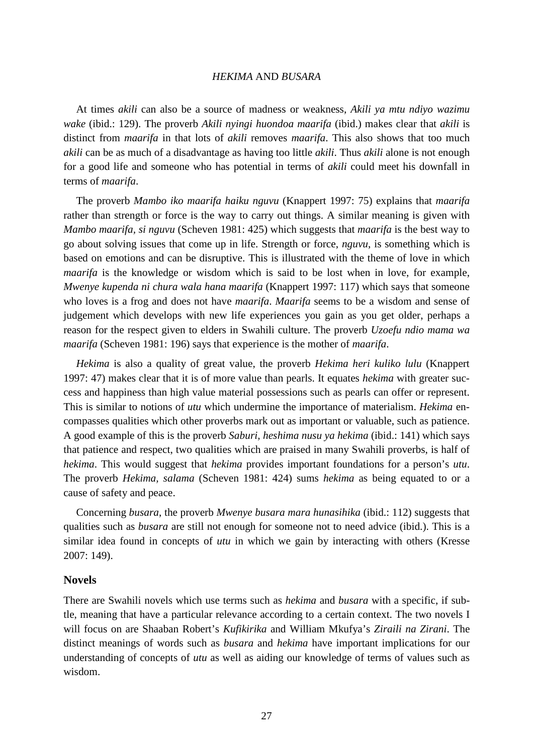At times *akili* can also be a source of madness or weakness, *Akili ya mtu ndiyo wazimu wake* (ibid.: 129). The proverb *Akili nyingi huondoa maarifa* (ibid.) makes clear that *akili* is distinct from *maarifa* in that lots of *akili* removes *maarifa*. This also shows that too much *akili* can be as much of a disadvantage as having too little *akili*. Thus *akili* alone is not enough for a good life and someone who has potential in terms of *akili* could meet his downfall in terms of *maarifa*.

The proverb *Mambo iko maarifa haiku nguvu* (Knappert 1997: 75) explains that *maarifa* rather than strength or force is the way to carry out things. A similar meaning is given with *Mambo maarifa, si nguvu* (Scheven 1981: 425) which suggests that *maarifa* is the best way to go about solving issues that come up in life. Strength or force, *nguvu*, is something which is based on emotions and can be disruptive. This is illustrated with the theme of love in which *maarifa* is the knowledge or wisdom which is said to be lost when in love, for example, *Mwenye kupenda ni chura wala hana maarifa* (Knappert 1997: 117) which says that someone who loves is a frog and does not have *maarifa*. *Maarifa* seems to be a wisdom and sense of judgement which develops with new life experiences you gain as you get older, perhaps a reason for the respect given to elders in Swahili culture. The proverb *Uzoefu ndio mama wa maarifa* (Scheven 1981: 196) says that experience is the mother of *maarifa*.

*Hekima* is also a quality of great value, the proverb *Hekima heri kuliko lulu* (Knappert 1997: 47) makes clear that it is of more value than pearls. It equates *hekima* with greater success and happiness than high value material possessions such as pearls can offer or represent. This is similar to notions of *utu* which undermine the importance of materialism. *Hekima* encompasses qualities which other proverbs mark out as important or valuable, such as patience. A good example of this is the proverb *Saburi, heshima nusu ya hekima* (ibid.: 141) which says that patience and respect, two qualities which are praised in many Swahili proverbs, is half of *hekima*. This would suggest that *hekima* provides important foundations for a person's *utu*. The proverb *Hekima, salama* (Scheven 1981: 424) sums *hekima* as being equated to or a cause of safety and peace.

Concerning *busara*, the proverb *Mwenye busara mara hunasihika* (ibid.: 112) suggests that qualities such as *busara* are still not enough for someone not to need advice (ibid.). This is a similar idea found in concepts of *utu* in which we gain by interacting with others (Kresse 2007: 149).

## Novels

There are Swahili novels which use terms such as *hekima* and *busara* with a specific, if subtle, meaning that have a particular relevance according to a certain context. The two novels I will focus on are Shaaban Robert's *Kufikirika* and William Mkufya's *Ziraili na Zirani*. The distinct meanings of words such as *busara* and *hekima* have important implications for our understanding of concepts of *utu* as well as aiding our knowledge of terms of values such as wisdom.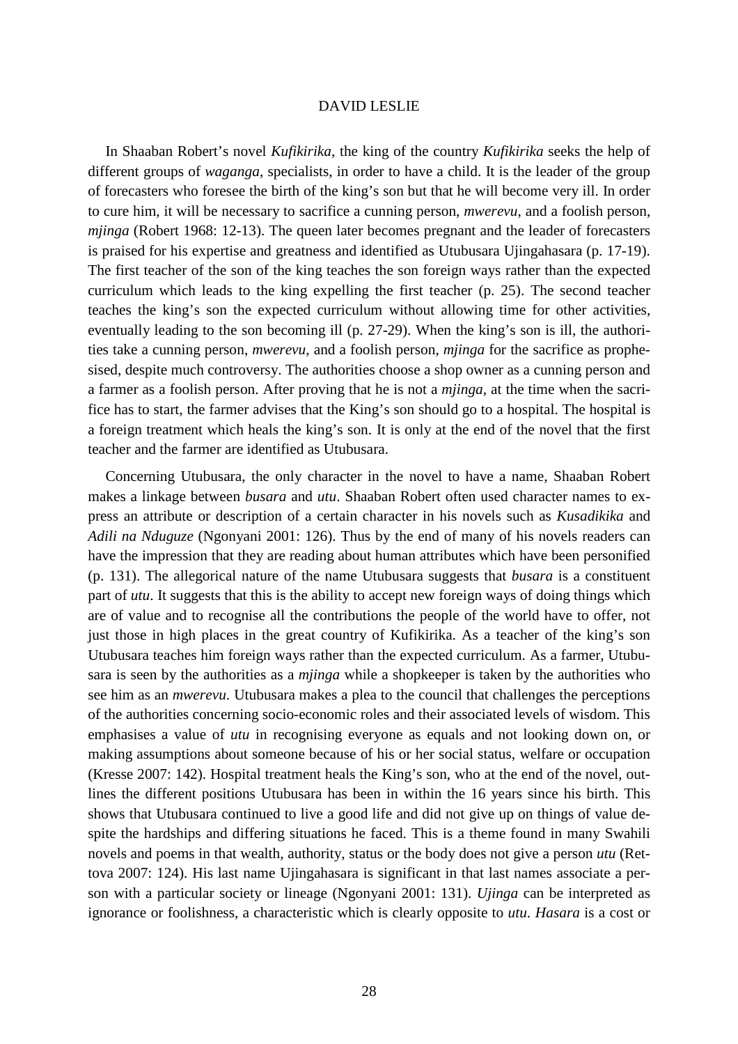In Shaaban Robert's novel *Kufikirika*, the king of the country *Kufikirika* seeks the help of different groups of *waganga*, specialists, in order to have a child. It is the leader of the group of forecasters who foresee the birth of the king's son but that he will become very ill. In order to cure him, it will be necessary to sacrifice a cunning person, *mwerevu*, and a foolish person, *mjinga* (Robert 1968: 12-13). The queen later becomes pregnant and the leader of forecasters is praised for his expertise and greatness and identified as Utubusara Ujingahasara (p. 17-19). The first teacher of the son of the king teaches the son foreign ways rather than the expected curriculum which leads to the king expelling the first teacher (p. 25). The second teacher teaches the king's son the expected curriculum without allowing time for other activities, eventually leading to the son becoming ill (p. 27-29). When the king's son is ill, the authorities take a cunning person, *mwerevu*, and a foolish person, *mjinga* for the sacrifice as prophesised, despite much controversy. The authorities choose a shop owner as a cunning person and a farmer as a foolish person. After proving that he is not a *mjinga*, at the time when the sacrifice has to start, the farmer advises that the King's son should go to a hospital. The hospital is a foreign treatment which heals the king's son. It is only at the end of the novel that the first teacher and the farmer are identified as Utubusara.

Concerning Utubusara, the only character in the novel to have a name, Shaaban Robert makes a linkage between *busara* and *utu*. Shaaban Robert often used character names to express an attribute or description of a certain character in his novels such as *Kusadikika* and *Adili na Nduguze* (Ngonyani 2001: 126). Thus by the end of many of his novels readers can have the impression that they are reading about human attributes which have been personified (p. 131). The allegorical nature of the name Utubusara suggests that *busara* is a constituent part of *utu*. It suggests that this is the ability to accept new foreign ways of doing things which are of value and to recognise all the contributions the people of the world have to offer, not just those in high places in the great country of Kufikirika. As a teacher of the king's son Utubusara teaches him foreign ways rather than the expected curriculum. As a farmer, Utubusara is seen by the authorities as a *mjinga* while a shopkeeper is taken by the authorities who see him as an *mwerevu*. Utubusara makes a plea to the council that challenges the perceptions of the authorities concerning socio-economic roles and their associated levels of wisdom. This emphasises a value of *utu* in recognising everyone as equals and not looking down on, or making assumptions about someone because of his or her social status, welfare or occupation (Kresse 2007: 142). Hospital treatment heals the King's son, who at the end of the novel, outlines the different positions Utubusara has been in within the 16 years since his birth. This shows that Utubusara continued to live a good life and did not give up on things of value despite the hardships and differing situations he faced. This is a theme found in many Swahili novels and poems in that wealth, authority, status or the body does not give a person *utu* (Rettova 2007: 124). His last name Ujingahasara is significant in that last names associate a person with a particular society or lineage (Ngonyani 2001: 131). *Ujinga* can be interpreted as ignorance or foolishness, a characteristic which is clearly opposite to *utu*. *Hasara* is a cost or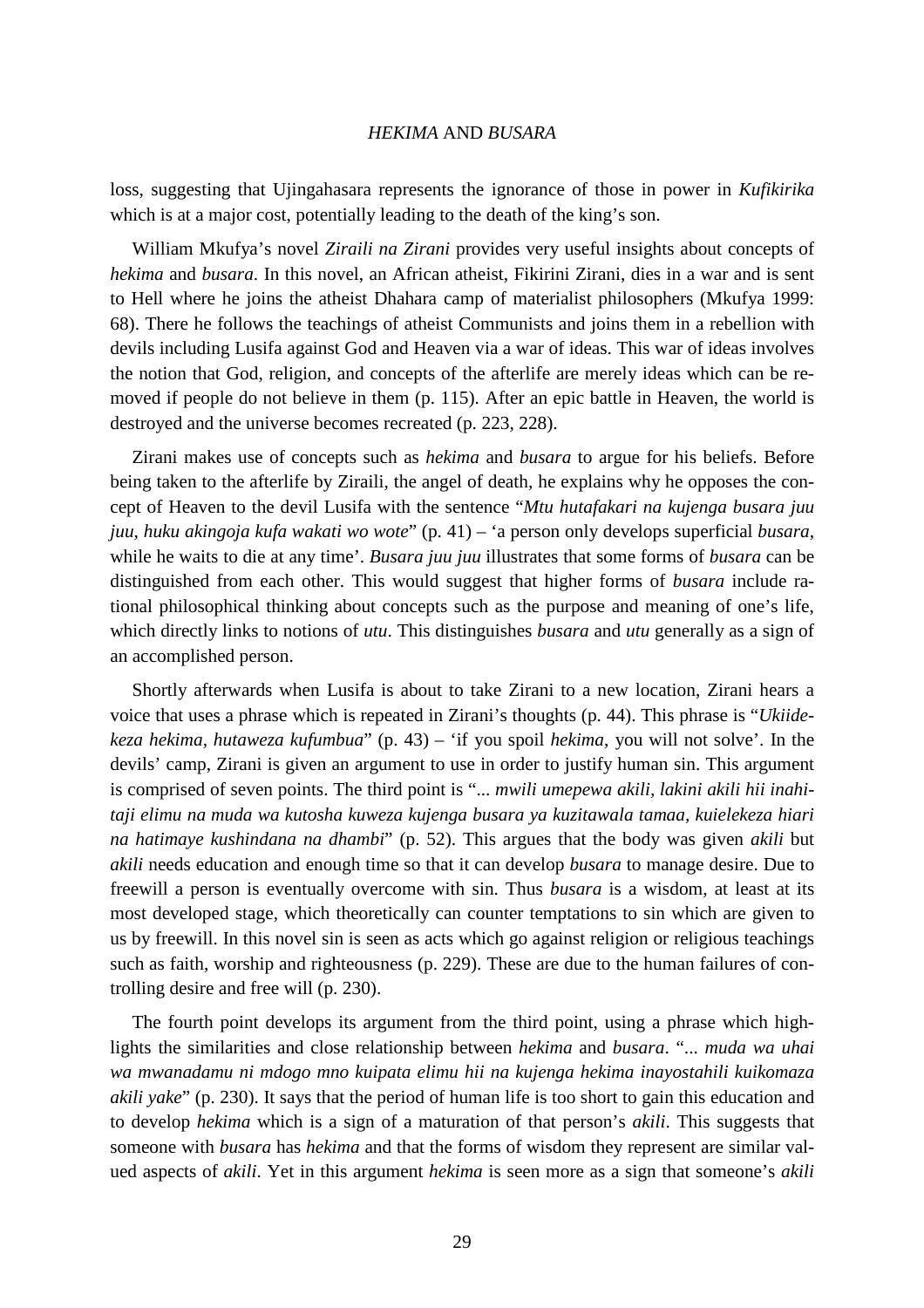loss, suggesting that Ujingahasara represents the ignorance of those in power in *Kufikirika* which is at a major cost, potentially leading to the death of the king's son.

William Mkufya's novel *Ziraili na Zirani* provides very useful insights about concepts of *hekima* and *busara*. In this novel, an African atheist, Fikirini Zirani, dies in a war and is sent to Hell where he joins the atheist Dhahara camp of materialist philosophers (Mkufya 1999: 68). There he follows the teachings of atheist Communists and joins them in a rebellion with devils including Lusifa against God and Heaven via a war of ideas. This war of ideas involves the notion that God, religion, and concepts of the afterlife are merely ideas which can be removed if people do not believe in them (p. 115). After an epic battle in Heaven, the world is destroyed and the universe becomes recreated (p. 223, 228).

Zirani makes use of concepts such as *hekima* and *busara* to argue for his beliefs. Before being taken to the afterlife by Ziraili, the angel of death, he explains why he opposes the concept of Heaven to the devil Lusifa with the sentence "*Mtu hutafakari na kujenga busara juu juu, huku akingoja kufa wakati wo wote*" (p. 41) – 'a person only develops superficial *busara*, while he waits to die at any time'. *Busara juu juu* illustrates that some forms of *busara* can be distinguished from each other. This would suggest that higher forms of *busara* include rational philosophical thinking about concepts such as the purpose and meaning of one's life, which directly links to notions of *utu*. This distinguishes *busara* and *utu* generally as a sign of an accomplished person.

Shortly afterwards when Lusifa is about to take Zirani to a new location, Zirani hears a voice that uses a phrase which is repeated in Zirani's thoughts (p. 44). This phrase is "*Ukiidekeza hekima, hutaweza kufumbua*" (p. 43) – 'if you spoil *hekima*, you will not solve'. In the devils' camp, Zirani is given an argument to use in order to justify human sin. This argument is comprised of seven points. The third point is "*... mwili umepewa akili, lakini akili hii inahitaji elimu na muda wa kutosha kuweza kujenga busara ya kuzitawala tamaa, kuielekeza hiari na hatimaye kushindana na dhambi*" (p. 52). This argues that the body was given *akili* but *akili* needs education and enough time so that it can develop *busara* to manage desire. Due to freewill a person is eventually overcome with sin. Thus *busara* is a wisdom, at least at its most developed stage, which theoretically can counter temptations to sin which are given to us by freewill. In this novel sin is seen as acts which go against religion or religious teachings such as faith, worship and righteousness (p. 229). These are due to the human failures of controlling desire and free will (p. 230).

The fourth point develops its argument from the third point, using a phrase which highlights the similarities and close relationship between *hekima* and *busara*. "*... muda wa uhai wa mwanadamu ni mdogo mno kuipata elimu hii na kujenga hekima inayostahili kuikomaza akili yake*" (p. 230). It says that the period of human life is too short to gain this education and to develop *hekima* which is a sign of a maturation of that person's *akili*. This suggests that someone with *busara* has *hekima* and that the forms of wisdom they represent are similar valued aspects of *akili*. Yet in this argument *hekima* is seen more as a sign that someone's *akili*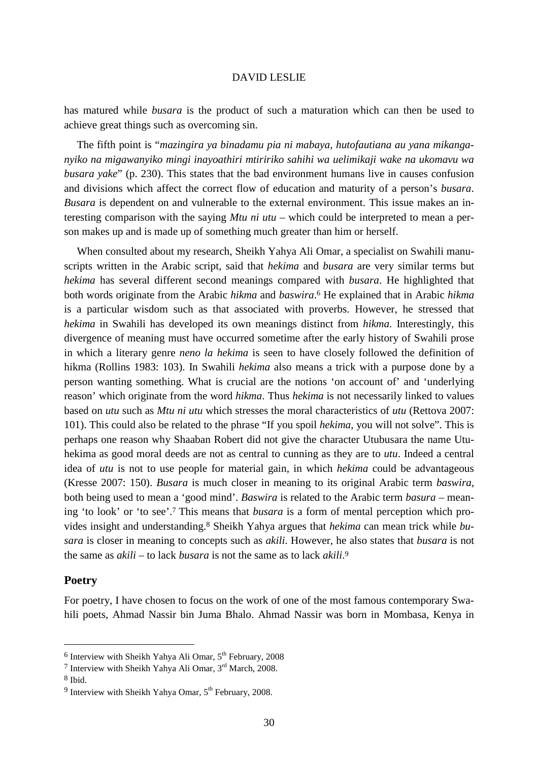has matured while *busara* is the product of such a maturation which can then be used to achieve great things such as overcoming sin.

The fifth point is "*mazingira ya binadamu pia ni mabaya, hutofautiana au yana mikanganyiko na migawanyiko mingi inayoathiri mtiririko sahihi wa uelimikaji wake na ukomavu wa busara yake*" (p. 230). This states that the bad environment humans live in causes confusion and divisions which affect the correct flow of education and maturity of a person's *busara*. *Busara* is dependent on and vulnerable to the external environment. This issue makes an interesting comparison with the saying *Mtu ni utu* – which could be interpreted to mean a person makes up and is made up of something much greater than him or herself.

When consulted about my research, Sheikh Yahya Ali Omar, a specialist on Swahili manuscripts written in the Arabic script, said that *hekima* and *busara* are very similar terms but *hekima* has several different second meanings compared with *busara*. He highlighted that both words originate from the Arabic *hikma* and *baswira*.[6] He explained that in Arabic *hikma* is a particular wisdom such as that associated with proverbs. However, he stressed that *hekima* in Swahili has developed its own meanings distinct from *hikma*. Interestingly, this divergence of meaning must have occurred sometime after the early history of Swahili prose in which a literary genre *neno la hekima* is seen to have closely followed the definition of hikma (Rollins 1983: 103). In Swahili *hekima* also means a trick with a purpose done by a person wanting something. What is crucial are the notions 'on account of' and 'underlying reason' which originate from the word *hikma*. Thus *hekima* is not necessarily linked to values based on *utu* such as *Mtu ni utu* which stresses the moral characteristics of *utu* (Rettova 2007: 101). This could also be related to the phrase "If you spoil *hekima*, you will not solve". This is perhaps one reason why Shaaban Robert did not give the character Utubusara the name Utuhekima as good moral deeds are not as central to cunning as they are to *utu*. Indeed a central idea of *utu* is not to use people for material gain, in which *hekima* could be advantageous (Kresse 2007: 150). *Busara* is much closer in meaning to its original Arabic term *baswira*, both being used to mean a 'good mind'. *Baswira* is related to the Arabic term *basura* – meaning 'to look' or 'to see'.[7] This means that *busara* is a form of mental perception which provides insight and understanding.[8] Sheikh Yahya argues that *hekima* can mean trick while *busara* is closer in meaning to concepts such as *akili*. However, he also states that *busara* is not the same as *akili* – to lack *busara* is not the same as to lack *akili*.[9]

## Poetry

For poetry, I have chosen to focus on the work of one of the most famous contemporary Swahili poets, Ahmad Nassir bin Juma Bhalo. Ahmad Nassir was born in Mombasa, Kenya in

---

[6] Interview with Sheikh Yahya Ali Omar, 5th February, 2008

[7] Interview with Sheikh Yahya Ali Omar, 3rd March, 2008.

[8] Ibid.

[9] Interview with Sheikh Yahya Omar, 5th February, 2008.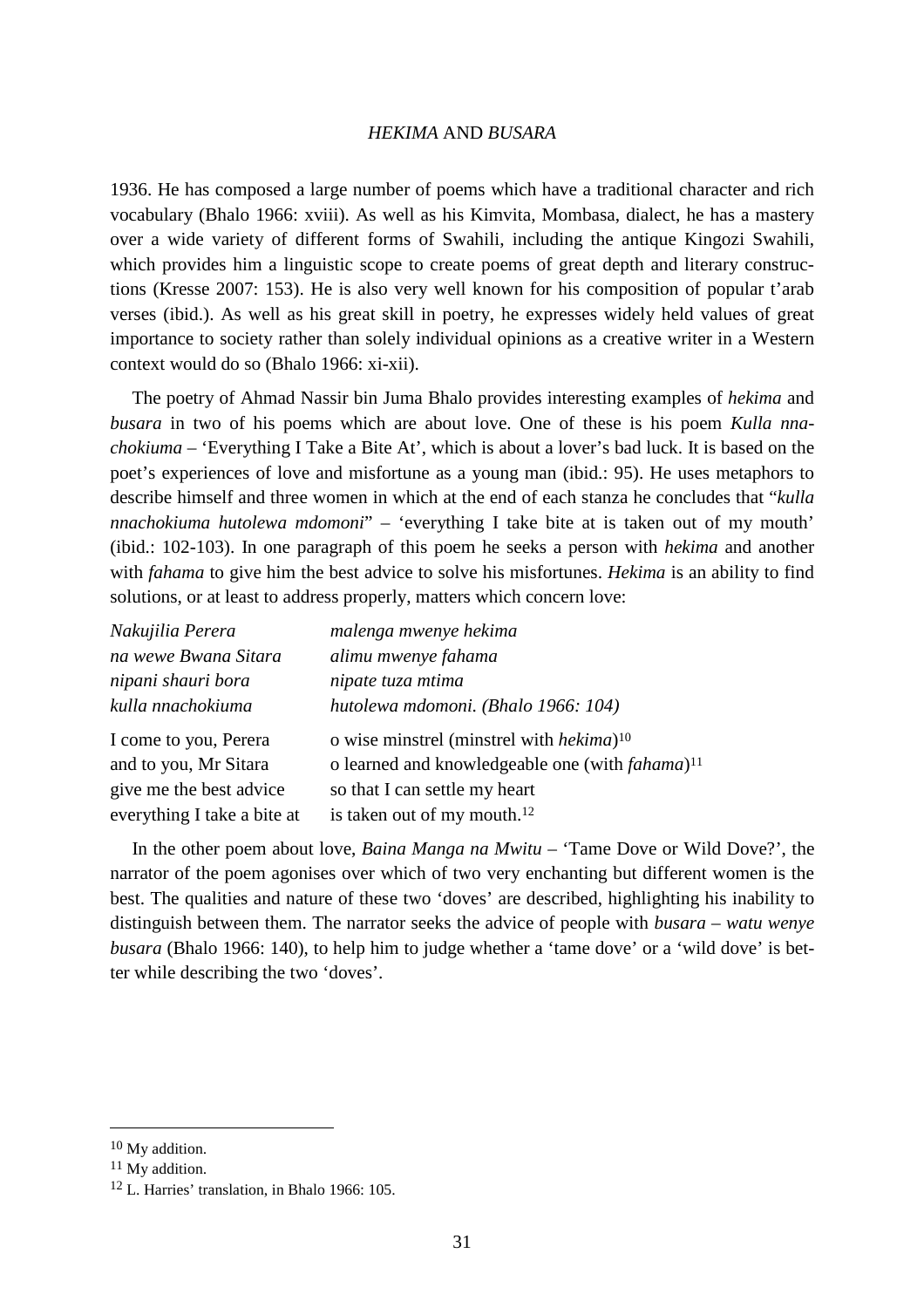1936. He has composed a large number of poems which have a traditional character and rich vocabulary (Bhalo 1966: xviii). As well as his Kimvita, Mombasa, dialect, he has a mastery over a wide variety of different forms of Swahili, including the antique Kingozi Swahili, which provides him a linguistic scope to create poems of great depth and literary constructions (Kresse 2007: 153). He is also very well known for his composition of popular t'arab verses (ibid.). As well as his great skill in poetry, he expresses widely held values of great importance to society rather than solely individual opinions as a creative writer in a Western context would do so (Bhalo 1966: xi-xii).

The poetry of Ahmad Nassir bin Juma Bhalo provides interesting examples of *hekima* and *busara* in two of his poems which are about love. One of these is his poem *Kulla nnachokiuma* – 'Everything I Take a Bite At', which is about a lover's bad luck. It is based on the poet's experiences of love and misfortune as a young man (ibid.: 95). He uses metaphors to describe himself and three women in which at the end of each stanza he concludes that "*kulla nnachokiuma hutolewa mdomoni*" – 'everything I take bite at is taken out of my mouth' (ibid.: 102-103). In one paragraph of this poem he seeks a person with *hekima* and another with *fahama* to give him the best advice to solve his misfortunes. *Hekima* is an ability to find solutions, or at least to address properly, matters which concern love:

*Nakujilia Perera* *malenga mwenye hekima*
*na wewe Bwana Sitara* *alimu mwenye fahama*
*nipani shauri bora* *nipate tuza mtima*
*kulla nnachokiuma* *hutolewa mdomoni. (Bhalo 1966: 104)*

I come to you, Perera o wise minstrel (minstrel with *hekima*)[10]
and to you, Mr Sitara o learned and knowledgeable one (with *fahama*)[11]
give me the best advice so that I can settle my heart
everything I take a bite at is taken out of my mouth.[12]

In the other poem about love, *Baina Manga na Mwitu* – 'Tame Dove or Wild Dove?', the narrator of the poem agonises over which of two very enchanting but different women is the best. The qualities and nature of these two 'doves' are described, highlighting his inability to distinguish between them. The narrator seeks the advice of people with *busara* – *watu wenye busara* (Bhalo 1966: 140), to help him to judge whether a 'tame dove' or a 'wild dove' is better while describing the two 'doves'.

---

[10] My addition.

[11] My addition.

[12] L. Harries' translation, in Bhalo 1966: 105.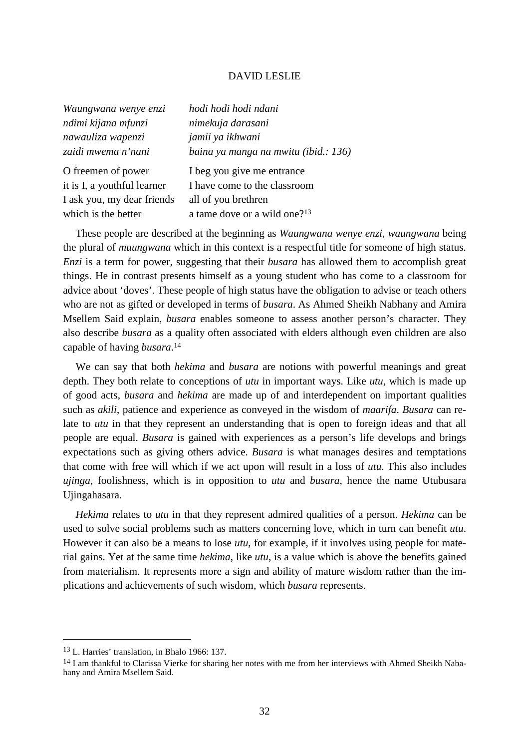| | |
|---|---|
| *Waungwana wenye enzi* | *hodi hodi hodi ndani* |
| *ndimi kijana mfunzi* | *nimekuja darasani* |
| *nawauliza wapenzi* | *jamii ya ikhwani* |
| *zaidi mwema n'nani* | *baina ya manga na mwitu (ibid.: 136)* |

| | |
|---|---|
| O freemen of power | I beg you give me entrance |
| it is I, a youthful learner | I have come to the classroom |
| I ask you, my dear friends | all of you brethren |
| which is the better | a tame dove or a wild one?[13] |

These people are described at the beginning as *Waungwana wenye enzi*, *waungwana* being the plural of *muungwana* which in this context is a respectful title for someone of high status. *Enzi* is a term for power, suggesting that their *busara* has allowed them to accomplish great things. He in contrast presents himself as a young student who has come to a classroom for advice about 'doves'. These people of high status have the obligation to advise or teach others who are not as gifted or developed in terms of *busara*. As Ahmed Sheikh Nabhany and Amira Msellem Said explain, *busara* enables someone to assess another person's character. They also describe *busara* as a quality often associated with elders although even children are also capable of having *busara*.[14]

We can say that both *hekima* and *busara* are notions with powerful meanings and great depth. They both relate to conceptions of *utu* in important ways. Like *utu*, which is made up of good acts, *busara* and *hekima* are made up of and interdependent on important qualities such as *akili*, patience and experience as conveyed in the wisdom of *maarifa*. *Busara* can relate to *utu* in that they represent an understanding that is open to foreign ideas and that all people are equal. *Busara* is gained with experiences as a person's life develops and brings expectations such as giving others advice. *Busara* is what manages desires and temptations that come with free will which if we act upon will result in a loss of *utu*. This also includes *ujinga*, foolishness, which is in opposition to *utu* and *busara*, hence the name Utubusara Ujingahasara.

*Hekima* relates to *utu* in that they represent admired qualities of a person. *Hekima* can be used to solve social problems such as matters concerning love, which in turn can benefit *utu*. However it can also be a means to lose *utu*, for example, if it involves using people for material gains. Yet at the same time *hekima*, like *utu*, is a value which is above the benefits gained from materialism. It represents more a sign and ability of mature wisdom rather than the implications and achievements of such wisdom, which *busara* represents.

---

[13] L. Harries' translation, in Bhalo 1966: 137.

[14] I am thankful to Clarissa Vierke for sharing her notes with me from her interviews with Ahmed Sheikh Nabahany and Amira Msellem Said.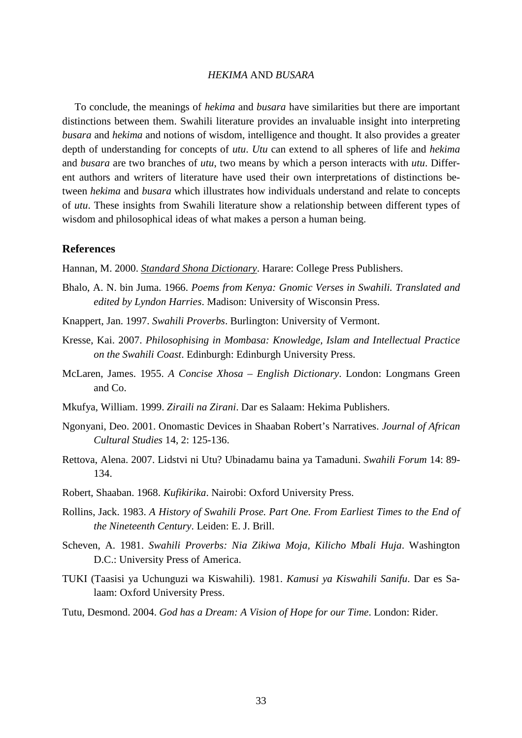To conclude, the meanings of *hekima* and *busara* have similarities but there are important distinctions between them. Swahili literature provides an invaluable insight into interpreting *busara* and *hekima* and notions of wisdom, intelligence and thought. It also provides a greater depth of understanding for concepts of *utu*. *Utu* can extend to all spheres of life and *hekima* and *busara* are two branches of *utu*, two means by which a person interacts with *utu*. Different authors and writers of literature have used their own interpretations of distinctions between *hekima* and *busara* which illustrates how individuals understand and relate to concepts of *utu*. These insights from Swahili literature show a relationship between different types of wisdom and philosophical ideas of what makes a person a human being.

## References

Hannan, M. 2000. *Standard Shona Dictionary*. Harare: College Press Publishers.

Bhalo, A. N. bin Juma. 1966. *Poems from Kenya: Gnomic Verses in Swahili. Translated and edited by Lyndon Harries*. Madison: University of Wisconsin Press.

Knappert, Jan. 1997. *Swahili Proverbs*. Burlington: University of Vermont.

Kresse, Kai. 2007. *Philosophising in Mombasa: Knowledge, Islam and Intellectual Practice on the Swahili Coast*. Edinburgh: Edinburgh University Press.

McLaren, James. 1955. *A Concise Xhosa – English Dictionary*. London: Longmans Green and Co.

Mkufya, William. 1999. *Ziraili na Zirani*. Dar es Salaam: Hekima Publishers.

Ngonyani, Deo. 2001. Onomastic Devices in Shaaban Robert's Narratives. *Journal of African Cultural Studies* 14, 2: 125-136.

Rettova, Alena. 2007. Lidstvi ni Utu? Ubinadamu baina ya Tamaduni. *Swahili Forum* 14: 89-134.

Robert, Shaaban. 1968. *Kufikirika*. Nairobi: Oxford University Press.

Rollins, Jack. 1983. *A History of Swahili Prose. Part One. From Earliest Times to the End of the Nineteenth Century*. Leiden: E. J. Brill.

Scheven, A. 1981. *Swahili Proverbs: Nia Zikiwa Moja, Kilicho Mbali Huja*. Washington D.C.: University Press of America.

TUKI (Taasisi ya Uchunguzi wa Kiswahili). 1981. *Kamusi ya Kiswahili Sanifu*. Dar es Salaam: Oxford University Press.

Tutu, Desmond. 2004. *God has a Dream: A Vision of Hope for our Time*. London: Rider.